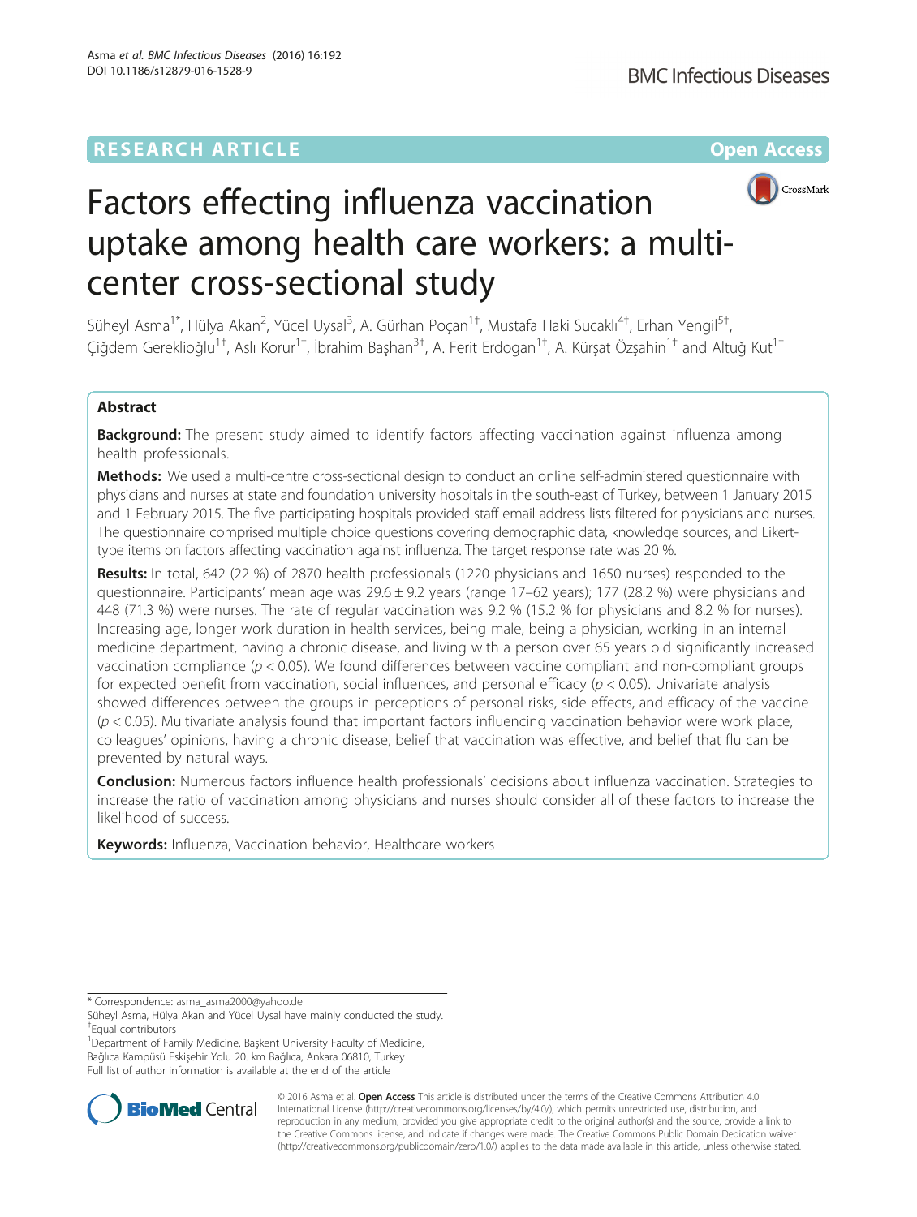RESEARCH ARTICLE

Open Access

# Factors effecting influenza vaccination uptake among health care workers: a multi-center cross-sectional study

Süheyl Asma[1*], Hülya Akan[2], Yücel Uysal[3], A. Gürhan Poçan[1†], Mustafa Haki Sucaklı[4†], Erhan Yengil[5†], Çiğdem Gereklioğlu[1†], Aslı Korur[1†], İbrahim Başhan[3†], A. Ferit Erdogan[1†], A. Kürşat Özşahin[1†] and Altuğ Kut[1†]

## Abstract

**Background:** The present study aimed to identify factors affecting vaccination against influenza among health professionals.

**Methods:** We used a multi-centre cross-sectional design to conduct an online self-administered questionnaire with physicians and nurses at state and foundation university hospitals in the south-east of Turkey, between 1 January 2015 and 1 February 2015. The five participating hospitals provided staff email address lists filtered for physicians and nurses. The questionnaire comprised multiple choice questions covering demographic data, knowledge sources, and Likert-type items on factors affecting vaccination against influenza. The target response rate was 20 %.

**Results:** In total, 642 (22 %) of 2870 health professionals (1220 physicians and 1650 nurses) responded to the questionnaire. Participants' mean age was 29.6 ± 9.2 years (range 17–62 years); 177 (28.2 %) were physicians and 448 (71.3 %) were nurses. The rate of regular vaccination was 9.2 % (15.2 % for physicians and 8.2 % for nurses). Increasing age, longer work duration in health services, being male, being a physician, working in an internal medicine department, having a chronic disease, and living with a person over 65 years old significantly increased vaccination compliance ($p < 0.05$). We found differences between vaccine compliant and non-compliant groups for expected benefit from vaccination, social influences, and personal efficacy ($p < 0.05$). Univariate analysis showed differences between the groups in perceptions of personal risks, side effects, and efficacy of the vaccine ($p < 0.05$). Multivariate analysis found that important factors influencing vaccination behavior were work place, colleagues' opinions, having a chronic disease, belief that vaccination was effective, and belief that flu can be prevented by natural ways.

**Conclusion:** Numerous factors influence health professionals' decisions about influenza vaccination. Strategies to increase the ratio of vaccination among physicians and nurses should consider all of these factors to increase the likelihood of success.

**Keywords:** Influenza, Vaccination behavior, Healthcare workers

---

\* Correspondence: asma_asma2000@yahoo.de

Süheyl Asma, Hülya Akan and Yücel Uysal have mainly conducted the study.

†Equal contributors

[1]Department of Family Medicine, Başkent University Faculty of Medicine, Bağlıca Kampüsü Eskişehir Yolu 20. km Bağlıca, Ankara 06810, Turkey

Full list of author information is available at the end of the article

© 2016 Asma et al. **Open Access** This article is distributed under the terms of the Creative Commons Attribution 4.0 International License (http://creativecommons.org/licenses/by/4.0/), which permits unrestricted use, distribution, and reproduction in any medium, provided you give appropriate credit to the original author(s) and the source, provide a link to the Creative Commons license, and indicate if changes were made. The Creative Commons Public Domain Dedication waiver (http://creativecommons.org/publicdomain/zero/1.0/) applies to the data made available in this article, unless otherwise stated.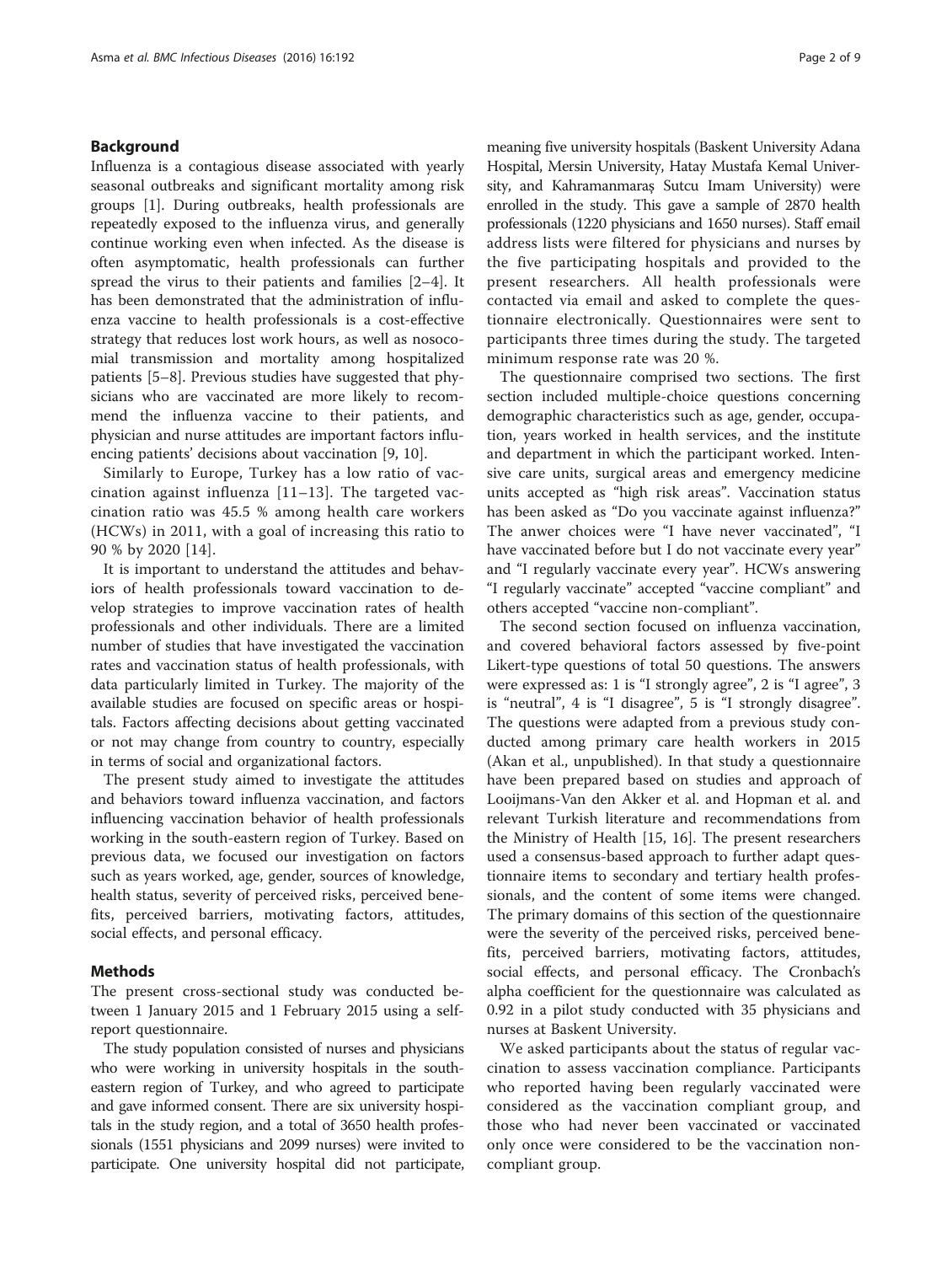## Background

Influenza is a contagious disease associated with yearly seasonal outbreaks and significant mortality among risk groups [1]. During outbreaks, health professionals are repeatedly exposed to the influenza virus, and generally continue working even when infected. As the disease is often asymptomatic, health professionals can further spread the virus to their patients and families [2–4]. It has been demonstrated that the administration of influenza vaccine to health professionals is a cost-effective strategy that reduces lost work hours, as well as nosocomial transmission and mortality among hospitalized patients [5–8]. Previous studies have suggested that physicians who are vaccinated are more likely to recommend the influenza vaccine to their patients, and physician and nurse attitudes are important factors influencing patients' decisions about vaccination [9, 10].

Similarly to Europe, Turkey has a low ratio of vaccination against influenza [11–13]. The targeted vaccination ratio was 45.5 % among health care workers (HCWs) in 2011, with a goal of increasing this ratio to 90 % by 2020 [14].

It is important to understand the attitudes and behaviors of health professionals toward vaccination to develop strategies to improve vaccination rates of health professionals and other individuals. There are a limited number of studies that have investigated the vaccination rates and vaccination status of health professionals, with data particularly limited in Turkey. The majority of the available studies are focused on specific areas or hospitals. Factors affecting decisions about getting vaccinated or not may change from country to country, especially in terms of social and organizational factors.

The present study aimed to investigate the attitudes and behaviors toward influenza vaccination, and factors influencing vaccination behavior of health professionals working in the south-eastern region of Turkey. Based on previous data, we focused our investigation on factors such as years worked, age, gender, sources of knowledge, health status, severity of perceived risks, perceived benefits, perceived barriers, motivating factors, attitudes, social effects, and personal efficacy.

## Methods

The present cross-sectional study was conducted between 1 January 2015 and 1 February 2015 using a self-report questionnaire.

The study population consisted of nurses and physicians who were working in university hospitals in the south-eastern region of Turkey, and who agreed to participate and gave informed consent. There are six university hospitals in the study region, and a total of 3650 health professionals (1551 physicians and 2099 nurses) were invited to participate. One university hospital did not participate, meaning five university hospitals (Baskent University Adana Hospital, Mersin University, Hatay Mustafa Kemal University, and Kahramanmaraş Sutcu Imam University) were enrolled in the study. This gave a sample of 2870 health professionals (1220 physicians and 1650 nurses). Staff email address lists were filtered for physicians and nurses by the five participating hospitals and provided to the present researchers. All health professionals were contacted via email and asked to complete the questionnaire electronically. Questionnaires were sent to participants three times during the study. The targeted minimum response rate was 20 %.

The questionnaire comprised two sections. The first section included multiple-choice questions concerning demographic characteristics such as age, gender, occupation, years worked in health services, and the institute and department in which the participant worked. Intensive care units, surgical areas and emergency medicine units accepted as "high risk areas". Vaccination status has been asked as "Do you vaccinate against influenza?" The anwer choices were "I have never vaccinated", "I have vaccinated before but I do not vaccinate every year" and "I regularly vaccinate every year". HCWs answering "I regularly vaccinate" accepted "vaccine compliant" and others accepted "vaccine non-compliant".

The second section focused on influenza vaccination, and covered behavioral factors assessed by five-point Likert-type questions of total 50 questions. The answers were expressed as: 1 is "I strongly agree", 2 is "I agree", 3 is "neutral", 4 is "I disagree", 5 is "I strongly disagree". The questions were adapted from a previous study conducted among primary care health workers in 2015 (Akan et al., unpublished). In that study a questionnaire have been prepared based on studies and approach of Looijmans-Van den Akker et al. and Hopman et al. and relevant Turkish literature and recommendations from the Ministry of Health [15, 16]. The present researchers used a consensus-based approach to further adapt questionnaire items to secondary and tertiary health professionals, and the content of some items were changed. The primary domains of this section of the questionnaire were the severity of the perceived risks, perceived benefits, perceived barriers, motivating factors, attitudes, social effects, and personal efficacy. The Cronbach's alpha coefficient for the questionnaire was calculated as 0.92 in a pilot study conducted with 35 physicians and nurses at Baskent University.

We asked participants about the status of regular vaccination to assess vaccination compliance. Participants who reported having been regularly vaccinated were considered as the vaccination compliant group, and those who had never been vaccinated or vaccinated only once were considered to be the vaccination non-compliant group.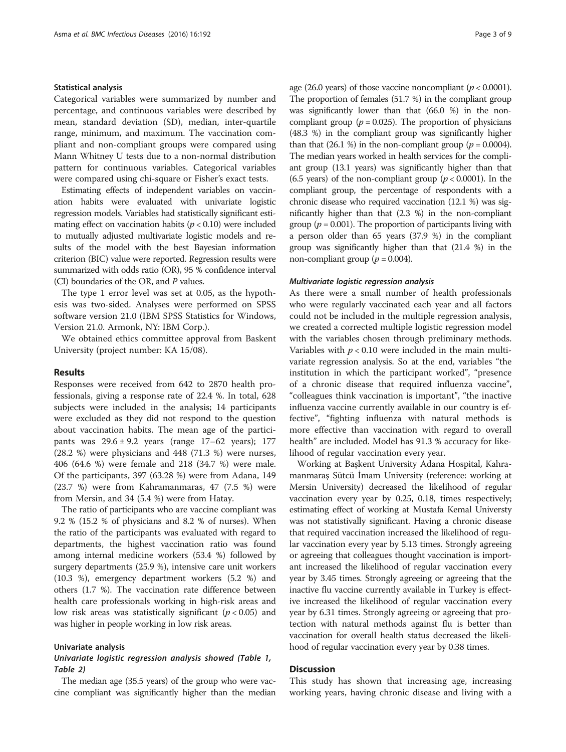### Statistical analysis

Categorical variables were summarized by number and percentage, and continuous variables were described by mean, standard deviation (SD), median, inter-quartile range, minimum, and maximum. The vaccination compliant and non-compliant groups were compared using Mann Whitney U tests due to a non-normal distribution pattern for continuous variables. Categorical variables were compared using chi-square or Fisher's exact tests.

Estimating effects of independent variables on vaccination habits were evaluated with univariate logistic regression models. Variables had statistically significant estimating effect on vaccination habits ($p < 0.10$) were included to mutually adjusted multivariate logistic models and results of the model with the best Bayesian information criterion (BIC) value were reported. Regression results were summarized with odds ratio (OR), 95 % confidence interval (CI) boundaries of the OR, and *P* values.

The type 1 error level was set at 0.05, as the hypothesis was two-sided. Analyses were performed on SPSS software version 21.0 (IBM SPSS Statistics for Windows, Version 21.0. Armonk, NY: IBM Corp.).

We obtained ethics committee approval from Baskent University (project number: KA 15/08).

## Results

Responses were received from 642 to 2870 health professionals, giving a response rate of 22.4 %. In total, 628 subjects were included in the analysis; 14 participants were excluded as they did not respond to the question about vaccination habits. The mean age of the participants was 29.6 ± 9.2 years (range 17–62 years); 177 (28.2 %) were physicians and 448 (71.3 %) were nurses, 406 (64.6 %) were female and 218 (34.7 %) were male. Of the participants, 397 (63.28 %) were from Adana, 149 (23.7 %) were from Kahramanmaras, 47 (7.5 %) were from Mersin, and 34 (5.4 %) were from Hatay.

The ratio of participants who are vaccine compliant was 9.2 % (15.2 % of physicians and 8.2 % of nurses). When the ratio of the participants was evaluated with regard to departments, the highest vaccination ratio was found among internal medicine workers (53.4 %) followed by surgery departments (25.9 %), intensive care unit workers (10.3 %), emergency department workers (5.2 %) and others (1.7 %). The vaccination rate difference between health care professionals working in high-risk areas and low risk areas was statistically significant ($p < 0.05$) and was higher in people working in low risk areas.

### Univariate analysis

#### *Univariate logistic regression analysis showed (Table 1, Table 2)*

The median age (35.5 years) of the group who were vaccine compliant was significantly higher than the median age (26.0 years) of those vaccine noncompliant ($p < 0.0001$). The proportion of females (51.7 %) in the compliant group was significantly lower than that (66.0 %) in the non-compliant group ($p = 0.025$). The proportion of physicians (48.3 %) in the compliant group was significantly higher than that (26.1 %) in the non-compliant group ($p = 0.0004$). The median years worked in health services for the compliant group (13.1 years) was significantly higher than that (6.5 years) of the non-compliant group ($p < 0.0001$). In the compliant group, the percentage of respondents with a chronic disease who required vaccination (12.1 %) was significantly higher than that (2.3 %) in the non-compliant group ($p = 0.001$). The proportion of participants living with a person older than 65 years (37.9 %) in the compliant group was significantly higher than that (21.4 %) in the non-compliant group ($p = 0.004$).

#### *Multivariate logistic regression analysis*

As there were a small number of health professionals who were regularly vaccinated each year and all factors could not be included in the multiple regression analysis, we created a corrected multiple logistic regression model with the variables chosen through preliminary methods. Variables with $p < 0.10$ were included in the main multivariate regression analysis. So at the end, variables "the institution in which the participant worked", "presence of a chronic disease that required influenza vaccine", "colleagues think vaccination is important", "the inactive influenza vaccine currently available in our country is effective", "fighting influenza with natural methods is more effective than vaccination with regard to overall health" are included. Model has 91.3 % accuracy for likelihood of regular vaccination every year.

Working at Başkent University Adana Hospital, Kahramanmaraş Sütcü İmam University (reference: working at Mersin University) decreased the likelihood of regular vaccination every year by 0.25, 0.18, times respectively; estimating effect of working at Mustafa Kemal Universty was not statistically significant. Having a chronic disease that required vaccination increased the likelihood of regular vaccination every year by 5.13 times. Strongly agreeing or agreeing that colleagues thought vaccination is important increased the likelihood of regular vaccination every year by 3.45 times. Strongly agreeing or agreeing that the inactive flu vaccine currently available in Turkey is effective increased the likelihood of regular vaccination every year by 6.31 times. Strongly agreeing or agreeing that protection with natural methods against flu is better than vaccination for overall health status decreased the likelihood of regular vaccination every year by 0.38 times.

## Discussion

This study has shown that increasing age, increasing working years, having chronic disease and living with a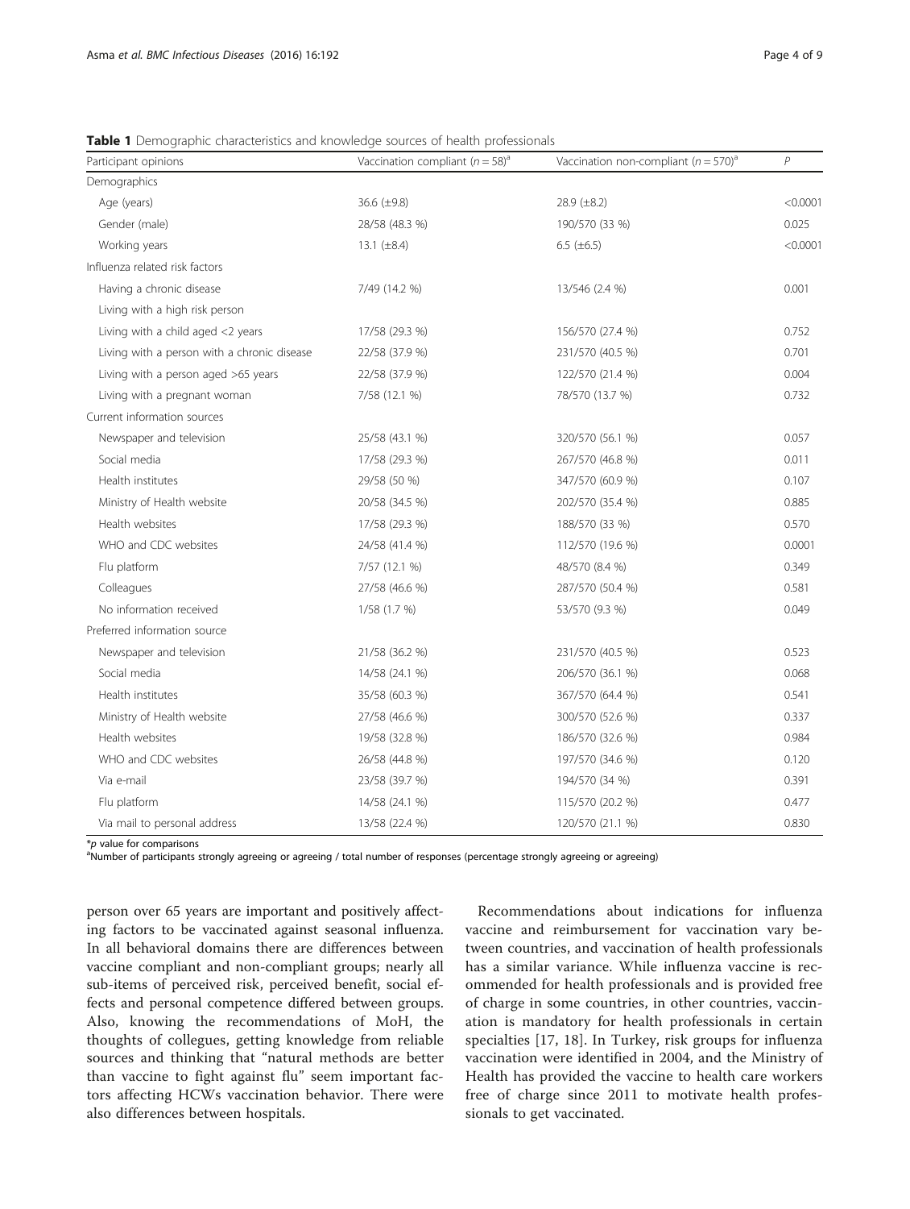**Table 1** Demographic characteristics and knowledge sources of health professionals

| Participant opinions | Vaccination compliant ($n = 58$)[a] | Vaccination non-compliant ($n = 570$)[a] | $P$ |
|---|---|---|---|
| Demographics | | | |
| Age (years) | 36.6 (±9.8) | 28.9 (±8.2) | <0.0001 |
| Gender (male) | 28/58 (48.3 %) | 190/570 (33 %) | 0.025 |
| Working years | 13.1 (±8.4) | 6.5 (±6.5) | <0.0001 |
| Influenza related risk factors | | | |
| Having a chronic disease | 7/49 (14.2 %) | 13/546 (2.4 %) | 0.001 |
| Living with a high risk person | | | |
| Living with a child aged <2 years | 17/58 (29.3 %) | 156/570 (27.4 %) | 0.752 |
| Living with a person with a chronic disease | 22/58 (37.9 %) | 231/570 (40.5 %) | 0.701 |
| Living with a person aged >65 years | 22/58 (37.9 %) | 122/570 (21.4 %) | 0.004 |
| Living with a pregnant woman | 7/58 (12.1 %) | 78/570 (13.7 %) | 0.732 |
| Current information sources | | | |
| Newspaper and television | 25/58 (43.1 %) | 320/570 (56.1 %) | 0.057 |
| Social media | 17/58 (29.3 %) | 267/570 (46.8 %) | 0.011 |
| Health institutes | 29/58 (50 %) | 347/570 (60.9 %) | 0.107 |
| Ministry of Health website | 20/58 (34.5 %) | 202/570 (35.4 %) | 0.885 |
| Health websites | 17/58 (29.3 %) | 188/570 (33 %) | 0.570 |
| WHO and CDC websites | 24/58 (41.4 %) | 112/570 (19.6 %) | 0.0001 |
| Flu platform | 7/57 (12.1 %) | 48/570 (8.4 %) | 0.349 |
| Colleagues | 27/58 (46.6 %) | 287/570 (50.4 %) | 0.581 |
| No information received | 1/58 (1.7 %) | 53/570 (9.3 %) | 0.049 |
| Preferred information source | | | |
| Newspaper and television | 21/58 (36.2 %) | 231/570 (40.5 %) | 0.523 |
| Social media | 14/58 (24.1 %) | 206/570 (36.1 %) | 0.068 |
| Health institutes | 35/58 (60.3 %) | 367/570 (64.4 %) | 0.541 |
| Ministry of Health website | 27/58 (46.6 %) | 300/570 (52.6 %) | 0.337 |
| Health websites | 19/58 (32.8 %) | 186/570 (32.6 %) | 0.984 |
| WHO and CDC websites | 26/58 (44.8 %) | 197/570 (34.6 %) | 0.120 |
| Via e-mail | 23/58 (39.7 %) | 194/570 (34 %) | 0.391 |
| Flu platform | 14/58 (24.1 %) | 115/570 (20.2 %) | 0.477 |
| Via mail to personal address | 13/58 (22.4 %) | 120/570 (21.1 %) | 0.830 |

*$p$ value for comparisons
[a]Number of participants strongly agreeing or agreeing / total number of responses (percentage strongly agreeing or agreeing)

person over 65 years are important and positively affecting factors to be vaccinated against seasonal influenza. In all behavioral domains there are differences between vaccine compliant and non-compliant groups; nearly all sub-items of perceived risk, perceived benefit, social effects and personal competence differed between groups. Also, knowing the recommendations of MoH, the thoughts of collegues, getting knowledge from reliable sources and thinking that "natural methods are better than vaccine to fight against flu" seem important factors affecting HCWs vaccination behavior. There were also differences between hospitals.

Recommendations about indications for influenza vaccine and reimbursement for vaccination vary between countries, and vaccination of health professionals has a similar variance. While influenza vaccine is recommended for health professionals and is provided free of charge in some countries, in other countries, vaccination is mandatory for health professionals in certain specialties [17, 18]. In Turkey, risk groups for influenza vaccination were identified in 2004, and the Ministry of Health has provided the vaccine to health care workers free of charge since 2011 to motivate health professionals to get vaccinated.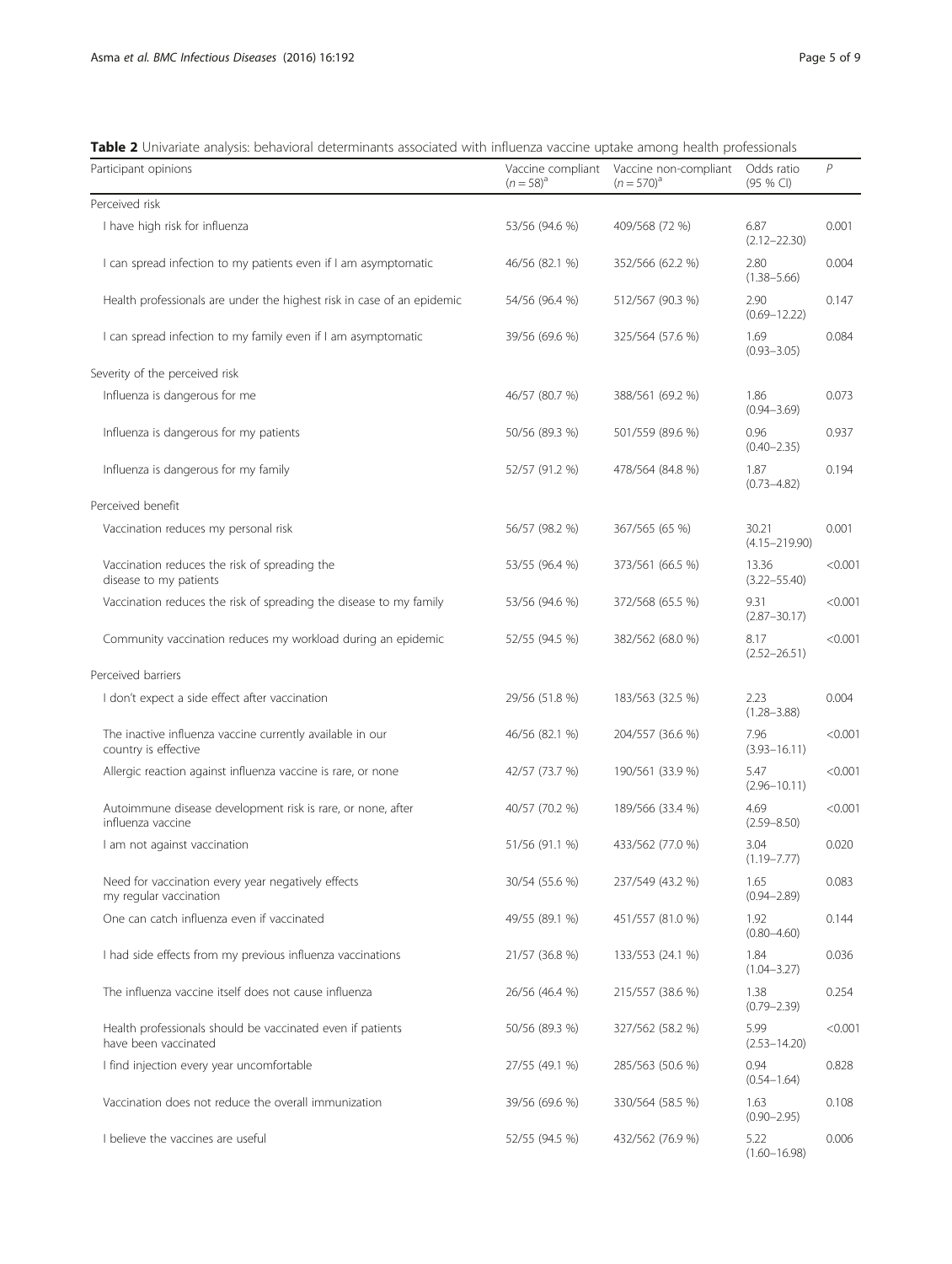**Table 2** Univariate analysis: behavioral determinants associated with influenza vaccine uptake among health professionals

| Participant opinions | Vaccine compliant ($n = 58$)[a] | Vaccine non-compliant ($n = 570$)[a] | Odds ratio (95 % CI) | $P$ |
|---|---|---|---|---|
| Perceived risk | | | | |
| I have high risk for influenza | 53/56 (94.6 %) | 409/568 (72 %) | 6.87 (2.12–22.30) | 0.001 |
| I can spread infection to my patients even if I am asymptomatic | 46/56 (82.1 %) | 352/566 (62.2 %) | 2.80 (1.38–5.66) | 0.004 |
| Health professionals are under the highest risk in case of an epidemic | 54/56 (96.4 %) | 512/567 (90.3 %) | 2.90 (0.69–12.22) | 0.147 |
| I can spread infection to my family even if I am asymptomatic | 39/56 (69.6 %) | 325/564 (57.6 %) | 1.69 (0.93–3.05) | 0.084 |
| Severity of the perceived risk | | | | |
| Influenza is dangerous for me | 46/57 (80.7 %) | 388/561 (69.2 %) | 1.86 (0.94–3.69) | 0.073 |
| Influenza is dangerous for my patients | 50/56 (89.3 %) | 501/559 (89.6 %) | 0.96 (0.40–2.35) | 0.937 |
| Influenza is dangerous for my family | 52/57 (91.2 %) | 478/564 (84.8 %) | 1.87 (0.73–4.82) | 0.194 |
| Perceived benefit | | | | |
| Vaccination reduces my personal risk | 56/57 (98.2 %) | 367/565 (65 %) | 30.21 (4.15–219.90) | 0.001 |
| Vaccination reduces the risk of spreading the disease to my patients | 53/55 (96.4 %) | 373/561 (66.5 %) | 13.36 (3.22–55.40) | <0.001 |
| Vaccination reduces the risk of spreading the disease to my family | 53/56 (94.6 %) | 372/568 (65.5 %) | 9.31 (2.87–30.17) | <0.001 |
| Community vaccination reduces my workload during an epidemic | 52/55 (94.5 %) | 382/562 (68.0 %) | 8.17 (2.52–26.51) | <0.001 |
| Perceived barriers | | | | |
| I don't expect a side effect after vaccination | 29/56 (51.8 %) | 183/563 (32.5 %) | 2.23 (1.28–3.88) | 0.004 |
| The inactive influenza vaccine currently available in our country is effective | 46/56 (82.1 %) | 204/557 (36.6 %) | 7.96 (3.93–16.11) | <0.001 |
| Allergic reaction against influenza vaccine is rare, or none | 42/57 (73.7 %) | 190/561 (33.9 %) | 5.47 (2.96–10.11) | <0.001 |
| Autoimmune disease development risk is rare, or none, after influenza vaccine | 40/57 (70.2 %) | 189/566 (33.4 %) | 4.69 (2.59–8.50) | <0.001 |
| I am not against vaccination | 51/56 (91.1 %) | 433/562 (77.0 %) | 3.04 (1.19–7.77) | 0.020 |
| Need for vaccination every year negatively effects my regular vaccination | 30/54 (55.6 %) | 237/549 (43.2 %) | 1.65 (0.94–2.89) | 0.083 |
| One can catch influenza even if vaccinated | 49/55 (89.1 %) | 451/557 (81.0 %) | 1.92 (0.80–4.60) | 0.144 |
| I had side effects from my previous influenza vaccinations | 21/57 (36.8 %) | 133/553 (24.1 %) | 1.84 (1.04–3.27) | 0.036 |
| The influenza vaccine itself does not cause influenza | 26/56 (46.4 %) | 215/557 (38.6 %) | 1.38 (0.79–2.39) | 0.254 |
| Health professionals should be vaccinated even if patients have been vaccinated | 50/56 (89.3 %) | 327/562 (58.2 %) | 5.99 (2.53–14.20) | <0.001 |
| I find injection every year uncomfortable | 27/55 (49.1 %) | 285/563 (50.6 %) | 0.94 (0.54–1.64) | 0.828 |
| Vaccination does not reduce the overall immunization | 39/56 (69.6 %) | 330/564 (58.5 %) | 1.63 (0.90–2.95) | 0.108 |
| I believe the vaccines are useful | 52/55 (94.5 %) | 432/562 (76.9 %) | 5.22 (1.60–16.98) | 0.006 |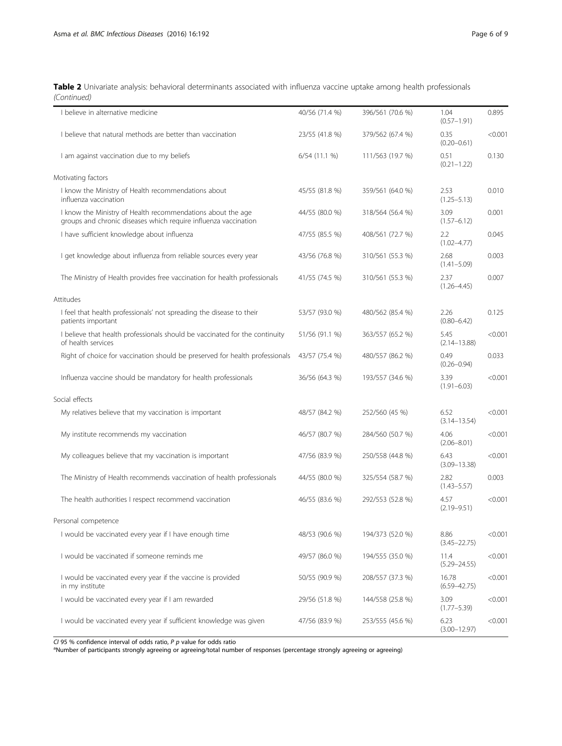**Table 2** Univariate analysis: behavioral determinants associated with influenza vaccine uptake among health professionals *(Continued)*

| | | | | |
|---|---|---|---|---|
| I believe in alternative medicine | 40/56 (71.4 %) | 396/561 (70.6 %) | 1.04 (0.57–1.91) | 0.895 |
| I believe that natural methods are better than vaccination | 23/55 (41.8 %) | 379/562 (67.4 %) | 0.35 (0.20–0.61) | <0.001 |
| I am against vaccination due to my beliefs | 6/54 (11.1 %) | 111/563 (19.7 %) | 0.51 (0.21–1.22) | 0.130 |
| Motivating factors | | | | |
| I know the Ministry of Health recommendations about influenza vaccination | 45/55 (81.8 %) | 359/561 (64.0 %) | 2.53 (1.25–5.13) | 0.010 |
| I know the Ministry of Health recommendations about the age groups and chronic diseases which require influenza vaccination | 44/55 (80.0 %) | 318/564 (56.4 %) | 3.09 (1.57–6.12) | 0.001 |
| I have sufficient knowledge about influenza | 47/55 (85.5 %) | 408/561 (72.7 %) | 2.2 (1.02–4.77) | 0.045 |
| I get knowledge about influenza from reliable sources every year | 43/56 (76.8 %) | 310/561 (55.3 %) | 2.68 (1.41–5.09) | 0.003 |
| The Ministry of Health provides free vaccination for health professionals | 41/55 (74.5 %) | 310/561 (55.3 %) | 2.37 (1.26–4.45) | 0.007 |
| Attitudes | | | | |
| I feel that health professionals' not spreading the disease to their patients important | 53/57 (93.0 %) | 480/562 (85.4 %) | 2.26 (0.80–6.42) | 0.125 |
| I believe that health professionals should be vaccinated for the continuity of health services | 51/56 (91.1 %) | 363/557 (65.2 %) | 5.45 (2.14–13.88) | <0.001 |
| Right of choice for vaccination should be preserved for health professionals | 43/57 (75.4 %) | 480/557 (86.2 %) | 0.49 (0.26–0.94) | 0.033 |
| Influenza vaccine should be mandatory for health professionals | 36/56 (64.3 %) | 193/557 (34.6 %) | 3.39 (1.91–6.03) | <0.001 |
| Social effects | | | | |
| My relatives believe that my vaccination is important | 48/57 (84.2 %) | 252/560 (45 %) | 6.52 (3.14–13.54) | <0.001 |
| My institute recommends my vaccination | 46/57 (80.7 %) | 284/560 (50.7 %) | 4.06 (2.06–8.01) | <0.001 |
| My colleagues believe that my vaccination is important | 47/56 (83.9 %) | 250/558 (44.8 %) | 6.43 (3.09–13.38) | <0.001 |
| The Ministry of Health recommends vaccination of health professionals | 44/55 (80.0 %) | 325/554 (58.7 %) | 2.82 (1.43–5.57) | 0.003 |
| The health authorities I respect recommend vaccination | 46/55 (83.6 %) | 292/553 (52.8 %) | 4.57 (2.19–9.51) | <0.001 |
| Personal competence | | | | |
| I would be vaccinated every year if I have enough time | 48/53 (90.6 %) | 194/373 (52.0 %) | 8.86 (3.45–22.75) | <0.001 |
| I would be vaccinated if someone reminds me | 49/57 (86.0 %) | 194/555 (35.0 %) | 11.4 (5.29–24.55) | <0.001 |
| I would be vaccinated every year if the vaccine is provided in my institute | 50/55 (90.9 %) | 208/557 (37.3 %) | 16.78 (6.59–42.75) | <0.001 |
| I would be vaccinated every year if I am rewarded | 29/56 (51.8 %) | 144/558 (25.8 %) | 3.09 (1.77–5.39) | <0.001 |
| I would be vaccinated every year if sufficient knowledge was given | 47/56 (83.9 %) | 253/555 (45.6 %) | 6.23 (3.00–12.97) | <0.001 |

*CI* 95 % confidence interval of odds ratio, *P* p value for odds ratio

[a]Number of participants strongly agreeing or agreeing/total number of responses (percentage strongly agreeing or agreeing)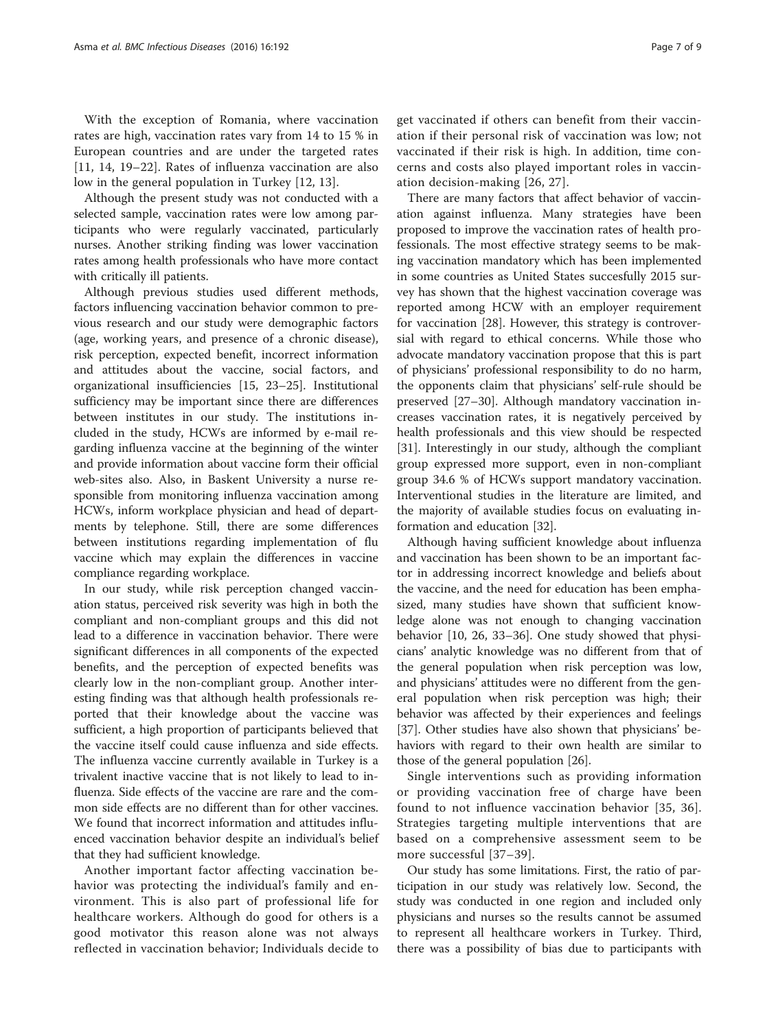With the exception of Romania, where vaccination rates are high, vaccination rates vary from 14 to 15 % in European countries and are under the targeted rates [11, 14, 19–22]. Rates of influenza vaccination are also low in the general population in Turkey [12, 13].

Although the present study was not conducted with a selected sample, vaccination rates were low among participants who were regularly vaccinated, particularly nurses. Another striking finding was lower vaccination rates among health professionals who have more contact with critically ill patients.

Although previous studies used different methods, factors influencing vaccination behavior common to previous research and our study were demographic factors (age, working years, and presence of a chronic disease), risk perception, expected benefit, incorrect information and attitudes about the vaccine, social factors, and organizational insufficiencies [15, 23–25]. Institutional sufficiency may be important since there are differences between institutes in our study. The institutions included in the study, HCWs are informed by e-mail regarding influenza vaccine at the beginning of the winter and provide information about vaccine form their official web-sites also. Also, in Baskent University a nurse responsible from monitoring influenza vaccination among HCWs, inform workplace physician and head of departments by telephone. Still, there are some differences between institutions regarding implementation of flu vaccine which may explain the differences in vaccine compliance regarding workplace.

In our study, while risk perception changed vaccination status, perceived risk severity was high in both the compliant and non-compliant groups and this did not lead to a difference in vaccination behavior. There were significant differences in all components of the expected benefits, and the perception of expected benefits was clearly low in the non-compliant group. Another interesting finding was that although health professionals reported that their knowledge about the vaccine was sufficient, a high proportion of participants believed that the vaccine itself could cause influenza and side effects. The influenza vaccine currently available in Turkey is a trivalent inactive vaccine that is not likely to lead to influenza. Side effects of the vaccine are rare and the common side effects are no different than for other vaccines. We found that incorrect information and attitudes influenced vaccination behavior despite an individual's belief that they had sufficient knowledge.

Another important factor affecting vaccination behavior was protecting the individual's family and environment. This is also part of professional life for healthcare workers. Although do good for others is a good motivator this reason alone was not always reflected in vaccination behavior; Individuals decide to get vaccinated if others can benefit from their vaccination if their personal risk of vaccination was low; not vaccinated if their risk is high. In addition, time concerns and costs also played important roles in vaccination decision-making [26, 27].

There are many factors that affect behavior of vaccination against influenza. Many strategies have been proposed to improve the vaccination rates of health professionals. The most effective strategy seems to be making vaccination mandatory which has been implemented in some countries as United States succesfully 2015 survey has shown that the highest vaccination coverage was reported among HCW with an employer requirement for vaccination [28]. However, this strategy is controversial with regard to ethical concerns. While those who advocate mandatory vaccination propose that this is part of physicians' professional responsibility to do no harm, the opponents claim that physicians' self-rule should be preserved [27–30]. Although mandatory vaccination increases vaccination rates, it is negatively perceived by health professionals and this view should be respected [31]. Interestingly in our study, although the compliant group expressed more support, even in non-compliant group 34.6 % of HCWs support mandatory vaccination. Interventional studies in the literature are limited, and the majority of available studies focus on evaluating information and education [32].

Although having sufficient knowledge about influenza and vaccination has been shown to be an important factor in addressing incorrect knowledge and beliefs about the vaccine, and the need for education has been emphasized, many studies have shown that sufficient knowledge alone was not enough to changing vaccination behavior [10, 26, 33–36]. One study showed that physicians' analytic knowledge was no different from that of the general population when risk perception was low, and physicians' attitudes were no different from the general population when risk perception was high; their behavior was affected by their experiences and feelings [37]. Other studies have also shown that physicians' behaviors with regard to their own health are similar to those of the general population [26].

Single interventions such as providing information or providing vaccination free of charge have been found to not influence vaccination behavior [35, 36]. Strategies targeting multiple interventions that are based on a comprehensive assessment seem to be more successful [37–39].

Our study has some limitations. First, the ratio of participation in our study was relatively low. Second, the study was conducted in one region and included only physicians and nurses so the results cannot be assumed to represent all healthcare workers in Turkey. Third, there was a possibility of bias due to participants with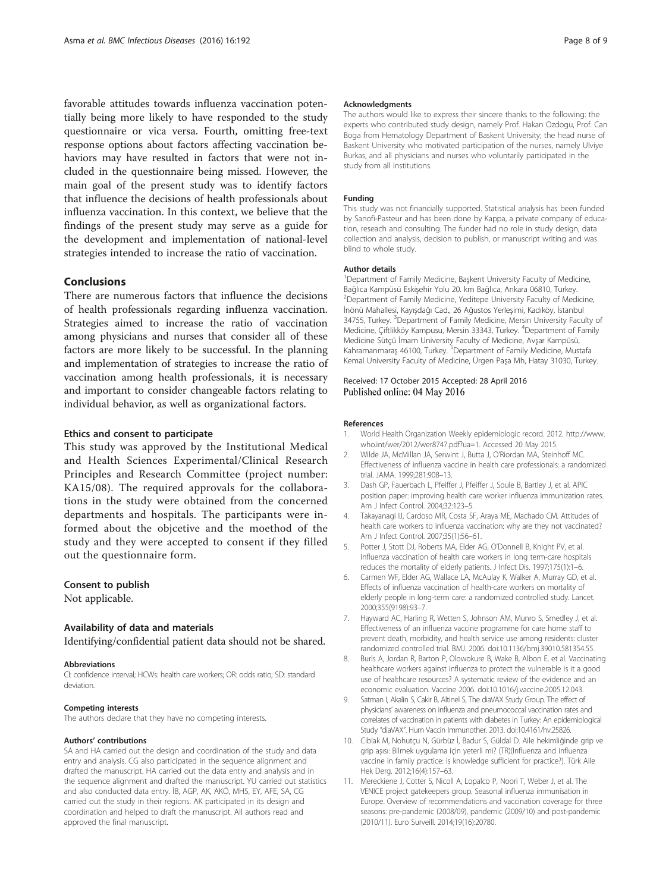favorable attitudes towards influenza vaccination potentially being more likely to have responded to the study questionnaire or vica versa. Fourth, omitting free-text response options about factors affecting vaccination behaviors may have resulted in factors that were not included in the questionnaire being missed. However, the main goal of the present study was to identify factors that influence the decisions of health professionals about influenza vaccination. In this context, we believe that the findings of the present study may serve as a guide for the development and implementation of national-level strategies intended to increase the ratio of vaccination.

## Conclusions

There are numerous factors that influence the decisions of health professionals regarding influenza vaccination. Strategies aimed to increase the ratio of vaccination among physicians and nurses that consider all of these factors are more likely to be successful. In the planning and implementation of strategies to increase the ratio of vaccination among health professionals, it is necessary and important to consider changeable factors relating to individual behavior, as well as organizational factors.

### Ethics and consent to participate

This study was approved by the Institutional Medical and Health Sciences Experimental/Clinical Research Principles and Research Committee (project number: KA15/08). The required approvals for the collaborations in the study were obtained from the concerned departments and hospitals. The participants were informed about the objcetive and the moethod of the study and they were accepted to consent if they filled out the questionnaire form.

### Consent to publish

Not applicable.

### Availability of data and materials

Identifying/confidential patient data should not be shared.

#### Abbreviations

CI: confidence interval; HCWs: health care workers; OR: odds ratio; SD: standard deviation.

#### Competing interests

The authors declare that they have no competing interests.

#### Authors' contributions

SA and HA carried out the design and coordination of the study and data entry and analysis. CG also participated in the sequence alignment and drafted the manuscript. HA carried out the data entry and analysis and in the sequence alignment and drafted the manuscript. YU carried out statistics and also conducted data entry. İB, AGP, AK, AKÖ, MHS, EY, AFE, SA, CG carried out the study in their regions. AK participated in its design and coordination and helped to draft the manuscript. All authors read and approved the final manuscript.

#### Acknowledgments

The authors would like to express their sincere thanks to the following: the experts who contributed study design, namely Prof. Hakan Ozdogu, Prof. Can Boga from Hematology Department of Baskent University; the head nurse of Baskent University who motivated participation of the nurses, namely Ulviye Burkas; and all physicians and nurses who voluntarily participated in the study from all institutions.

#### Funding

This study was not financially supported. Statistical analysis has been funded by Sanofi-Pasteur and has been done by Kappa, a private company of education, reseach and consulting. The funder had no role in study design, data collection and analysis, decision to publish, or manuscript writing and was blind to whole study.

#### Author details

[1]Department of Family Medicine, Başkent University Faculty of Medicine, Bağlıca Kampüsü Eskişehir Yolu 20. km Bağlıca, Ankara 06810, Turkey. [2]Department of Family Medicine, Yeditepe University Faculty of Medicine, İnönü Mahallesi, Kayışdağı Cad., 26 Ağustos Yerleşimi, Kadıköy, İstanbul 34755, Turkey. [3]Department of Family Medicine, Mersin University Faculty of Medicine, Çiftlikköy Kampusu, Mersin 33343, Turkey. [4]Department of Family Medicine Sütçü İmam University Faculty of Medicine, Avşar Kampüsü, Kahramanmaraş 46100, Turkey. [5]Department of Family Medicine, Mustafa Kemal University Faculty of Medicine, Ürgen Paşa Mh, Hatay 31030, Turkey.

Received: 17 October 2015 Accepted: 28 April 2016
Published online: 04 May 2016

#### References

1. World Health Organization Weekly epidemiologic record. 2012. http://www.who.int/wer/2012/wer8747.pdf?ua=1. Accessed 20 May 2015.
2. Wilde JA, McMillan JA, Serwint J, Butta J, O'Riordan MA, Steinhoff MC. Effectiveness of influenza vaccine in health care professionals: a randomized trial. JAMA. 1999;281:908–13.
3. Dash GP, Fauerbach L, Pfeiffer J, Pfeiffer J, Soule B, Bartley J, et al. APIC position paper: improving health care worker influenza immunization rates. Am J Infect Control. 2004;32:123–5.
4. Takayanagi IJ, Cardoso MR, Costa SF, Araya ME, Machado CM. Attitudes of health care workers to influenza vaccination: why are they not vaccinated? Am J Infect Control. 2007;35(1):56–61.
5. Potter J, Stott DJ, Roberts MA, Elder AG, O'Donnell B, Knight PV, et al. Influenza vaccination of health care workers in long term-care hospitals reduces the mortality of elderly patients. J Infect Dis. 1997;175(1):1–6.
6. Carmen WF, Elder AG, Wallace LA, McAulay K, Walker A, Murray GD, et al. Effects of influenza vaccination of health-care workers on mortality of elderly people in long-term care: a randomized controlled study. Lancet. 2000;355(9198):93–7.
7. Hayward AC, Harling R, Wetten S, Johnson AM, Munro S, Smedley J, et al. Effectiveness of an influenza vaccine programme for care home staff to prevent death, morbidity, and health service use among residents: cluster randomized controlled trial. BMJ. 2006. doi:10.1136/bmj.39010.581354.55.
8. Burls A, Jordan R, Barton P, Olowokure B, Wake B, Albon E, et al. Vaccinating healthcare workers against influenza to protect the vulnerable is it a good use of healthcare resources? A systematic review of the evidence and an economic evaluation. Vaccine 2006. doi:10.1016/j.vaccine.2005.12.043.
9. Satman I, Akalin S, Cakir B, Altinel S, The diaVAX Study Group. The effect of physicians' awareness on influenza and pneumococcal vaccination rates and correlates of vaccination in patients with diabetes in Turkey: An epidemiological Study "diaVAX". Hum Vaccin Immunother. 2013. doi:10.4161/hv.25826.
10. Ciblak M, Nohutçu N, Gürbüz İ, Badur S, Güldal D. Aile hekimliğinde grip ve grip aşısı: Bilmek uygulama için yeterli mi? (TR)(Influenza and influenza vaccine in family practice: is knowledge sufficient for practice?). Türk Aile Hek Derg. 2012;16(4):157–63.
11. Mereckiene J, Cotter S, Nicoll A, Lopalco P, Noori T, Weber J, et al. The VENICE project gatekeepers group. Seasonal influenza immunisation in Europe. Overview of recommendations and vaccination coverage for three seasons: pre-pandemic (2008/09), pandemic (2009/10) and post-pandemic (2010/11). Euro Surveill. 2014;19(16):20780.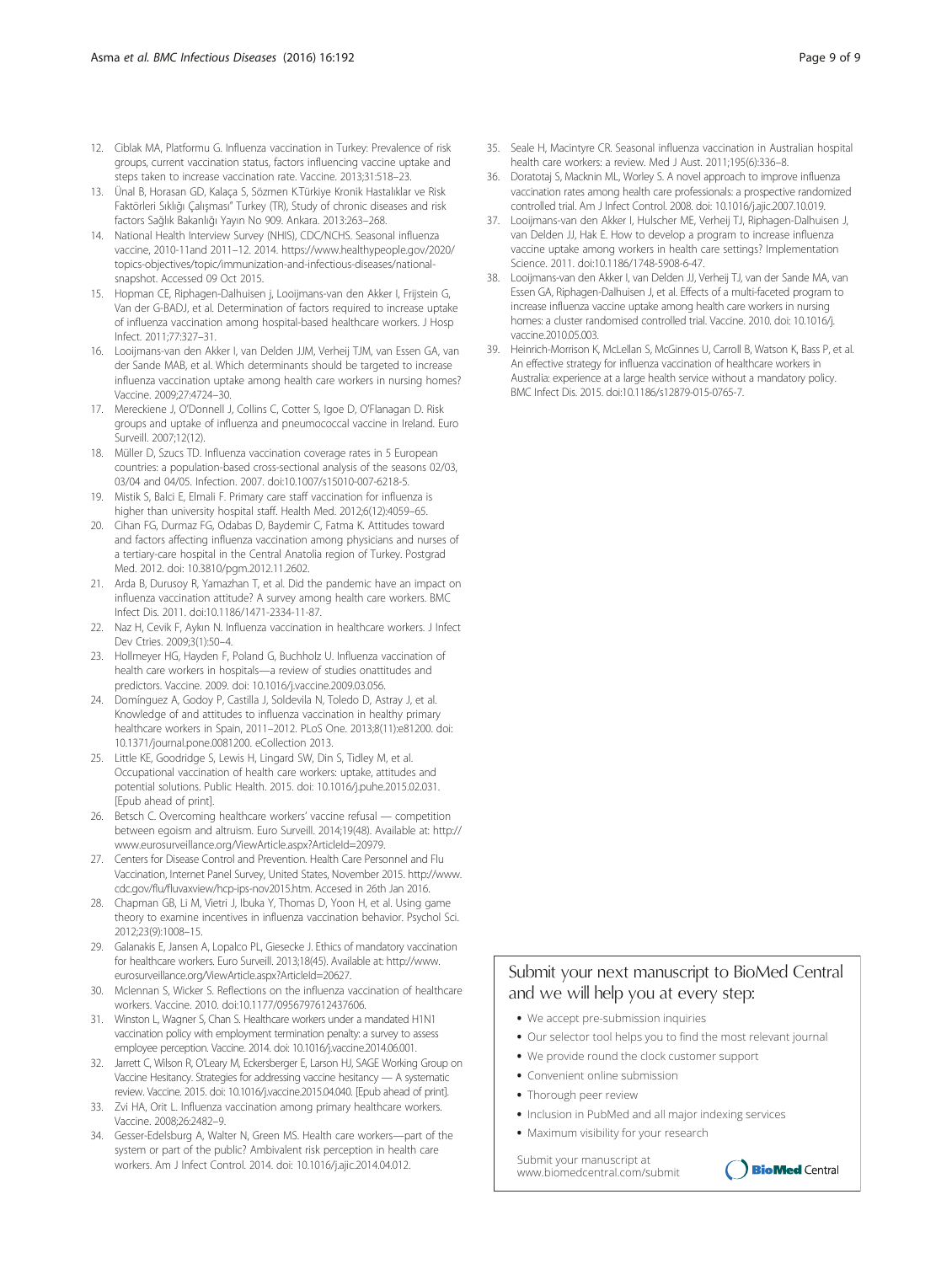12. Ciblak MA, Platformu G. Influenza vaccination in Turkey: Prevalence of risk groups, current vaccination status, factors influencing vaccine uptake and steps taken to increase vaccination rate. Vaccine. 2013;31:518–23.
13. Ünal B, Horasan GD, Kalaça S, Sözmen K.Türkiye Kronik Hastalıklar ve Risk Faktörleri Sıklığı Çalışması" Turkey (TR), Study of chronic diseases and risk factors Sağlık Bakanlığı Yayın No 909. Ankara. 2013:263–268.
14. National Health Interview Survey (NHIS), CDC/NCHS. Seasonal influenza vaccine, 2010-11and 2011–12. 2014. https://www.healthypeople.gov/2020/topics-objectives/topic/immunization-and-infectious-diseases/national-snapshot. Accessed 09 Oct 2015.
15. Hopman CE, Riphagen-Dalhuisen j, Looijmans-van den Akker I, Frijstein G, Van der G-BADJ, et al. Determination of factors required to increase uptake of influenza vaccination among hospital-based healthcare workers. J Hosp Infect. 2011;77:327–31.
16. Looijmans-van den Akker I, van Delden JJM, Verheij TJM, van Essen GA, van der Sande MAB, et al. Which determinants should be targeted to increase influenza vaccination uptake among health care workers in nursing homes? Vaccine. 2009;27:4724–30.
17. Mereckiene J, O'Donnell J, Collins C, Cotter S, Igoe D, O'Flanagan D. Risk groups and uptake of influenza and pneumococcal vaccine in Ireland. Euro Surveill. 2007;12(12).
18. Müller D, Szucs TD. Influenza vaccination coverage rates in 5 European countries: a population-based cross-sectional analysis of the seasons 02/03, 03/04 and 04/05. Infection. 2007. doi:10.1007/s15010-007-6218-5.
19. Mistik S, Balci E, Elmali F. Primary care staff vaccination for influenza is higher than university hospital staff. Health Med. 2012;6(12):4059–65.
20. Cihan FG, Durmaz FG, Odabas D, Baydemir C, Fatma K. Attitudes toward and factors affecting influenza vaccination among physicians and nurses of a tertiary-care hospital in the Central Anatolia region of Turkey. Postgrad Med. 2012. doi: 10.3810/pgm.2012.11.2602.
21. Arda B, Durusoy R, Yamazhan T, et al. Did the pandemic have an impact on influenza vaccination attitude? A survey among health care workers. BMC Infect Dis. 2011. doi:10.1186/1471-2334-11-87.
22. Naz H, Cevik F, Aykın N. Influenza vaccination in healthcare workers. J Infect Dev Ctries. 2009;3(1):50–4.
23. Hollmeyer HG, Hayden F, Poland G, Buchholz U. Influenza vaccination of health care workers in hospitals—a review of studies onattitudes and predictors. Vaccine. 2009. doi: 10.1016/j.vaccine.2009.03.056.
24. Domínguez A, Godoy P, Castilla J, Soldevila N, Toledo D, Astray J, et al. Knowledge of and attitudes to influenza vaccination in healthy primary healthcare workers in Spain, 2011–2012. PLoS One. 2013;8(11):e81200. doi: 10.1371/journal.pone.0081200. eCollection 2013.
25. Little KE, Goodridge S, Lewis H, Lingard SW, Din S, Tidley M, et al. Occupational vaccination of health care workers: uptake, attitudes and potential solutions. Public Health. 2015. doi: 10.1016/j.puhe.2015.02.031. [Epub ahead of print].
26. Betsch C. Overcoming healthcare workers' vaccine refusal — competition between egoism and altruism. Euro Surveill. 2014;19(48). Available at: http://www.eurosurveillance.org/ViewArticle.aspx?ArticleId=20979.
27. Centers for Disease Control and Prevention. Health Care Personnel and Flu Vaccination, Internet Panel Survey, United States, November 2015. http://www.cdc.gov/flu/fluvaxview/hcp-ips-nov2015.htm. Accesed in 26th Jan 2016.
28. Chapman GB, Li M, Vietri J, Ibuka Y, Thomas D, Yoon H, et al. Using game theory to examine incentives in influenza vaccination behavior. Psychol Sci. 2012;23(9):1008–15.
29. Galanakis E, Jansen A, Lopalco PL, Giesecke J. Ethics of mandatory vaccination for healthcare workers. Euro Surveill. 2013;18(45). Available at: http://www.eurosurveillance.org/ViewArticle.aspx?ArticleId=20627.
30. Mclennan S, Wicker S. Reflections on the influenza vaccination of healthcare workers. Vaccine. 2010. doi:10.1177/0956797612437606.
31. Winston L, Wagner S, Chan S. Healthcare workers under a mandated H1N1 vaccination policy with employment termination penalty: a survey to assess employee perception. Vaccine. 2014. doi: 10.1016/j.vaccine.2014.06.001.
32. Jarrett C, Wilson R, O'Leary M, Eckersberger E, Larson HJ, SAGE Working Group on Vaccine Hesitancy. Strategies for addressing vaccine hesitancy — A systematic review. Vaccine. 2015. doi: 10.1016/j.vaccine.2015.04.040. [Epub ahead of print].
33. Zvi HA, Orit L. Influenza vaccination among primary healthcare workers. Vaccine. 2008;26:2482–9.
34. Gesser-Edelsburg A, Walter N, Green MS. Health care workers—part of the system or part of the public? Ambivalent risk perception in health care workers. Am J Infect Control. 2014. doi: 10.1016/j.ajic.2014.04.012.
35. Seale H, Macintyre CR. Seasonal influenza vaccination in Australian hospital health care workers: a review. Med J Aust. 2011;195(6):336–8.
36. Doratotaj S, Macknin ML, Worley S. A novel approach to improve influenza vaccination rates among health care professionals: a prospective randomized controlled trial. Am J Infect Control. 2008. doi: 10.1016/j.ajic.2007.10.019.
37. Looijmans-van den Akker I, Hulscher ME, Verheij TJ, Riphagen-Dalhuisen J, van Delden JJ, Hak E. How to develop a program to increase influenza vaccine uptake among workers in health care settings? Implementation Science. 2011. doi:10.1186/1748-5908-6-47.
38. Looijmans-van den Akker I, van Delden JJ, Verheij TJ, van der Sande MA, van Essen GA, Riphagen-Dalhuisen J, et al. Effects of a multi-faceted program to increase influenza vaccine uptake among health care workers in nursing homes: a cluster randomised controlled trial. Vaccine. 2010. doi: 10.1016/j.vaccine.2010.05.003.
39. Heinrich-Morrison K, McLellan S, McGinnes U, Carroll B, Watson K, Bass P, et al. An effective strategy for influenza vaccination of healthcare workers in Australia: experience at a large health service without a mandatory policy. BMC Infect Dis. 2015. doi:10.1186/s12879-015-0765-7.

## Submit your next manuscript to BioMed Central and we will help you at every step:

- We accept pre-submission inquiries
- Our selector tool helps you to find the most relevant journal
- We provide round the clock customer support
- Convenient online submission
- Thorough peer review
- Inclusion in PubMed and all major indexing services
- Maximum visibility for your research

Submit your manuscript at
www.biomedcentral.com/submit

BioMed Central